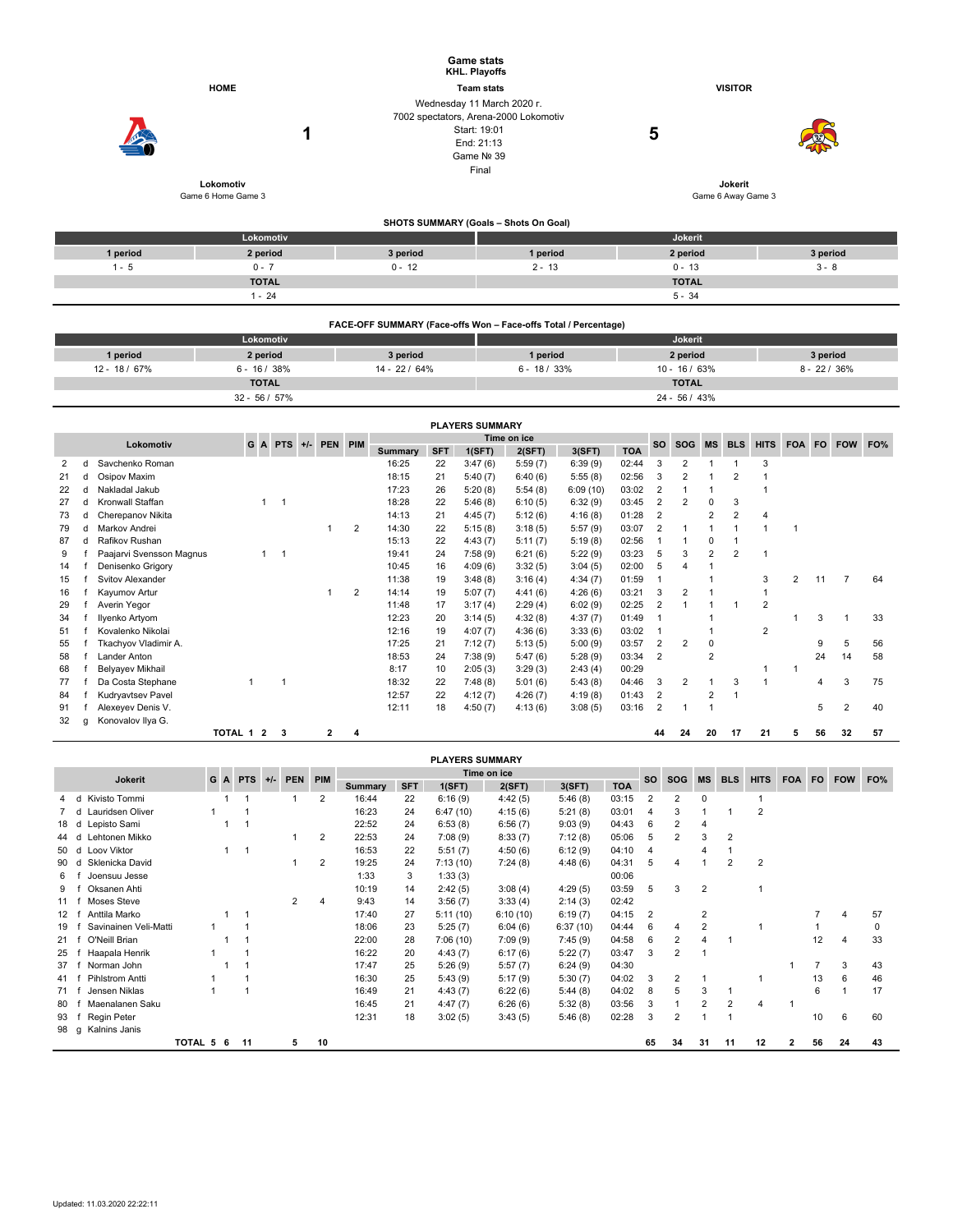# Game stats
## KHL. Playoffs

**HOME** — **Team stats** — **VISITOR**

Wednesday 11 March 2020 г.
7002 spectators, Arena-2000 Lokomotiv
Start: 19:01
End: 21:13
Game № 39
Final

| HOME | | | VISITOR |
|---|---|---|---|
| **Lokomotiv** | **1** | **5** | **Jokerit** |
| Game 6 Home Game 3 | | | Game 6 Away Game 3 |

### SHOTS SUMMARY (Goals – Shots On Goal)

| Lokomotiv | | | Jokerit | | |
|---|---|---|---|---|---|
| 1 period | 2 period | 3 period | 1 period | 2 period | 3 period |
| 1 - 5 | 0 - 7 | 0 - 12 | 2 - 13 | 0 - 13 | 3 - 8 |
| TOTAL | | | TOTAL | | |
| 1 - 24 | | | 5 - 34 | | |

### FACE-OFF SUMMARY (Face-offs Won – Face-offs Total / Percentage)

| Lokomotiv | | | Jokerit | | |
|---|---|---|---|---|---|
| 1 period | 2 period | 3 period | 1 period | 2 period | 3 period |
| 12 - 18 / 67% | 6 - 16 / 38% | 14 - 22 / 64% | 6 - 18 / 33% | 10 - 16 / 63% | 8 - 22 / 36% |
| TOTAL | | | TOTAL | | |
| 32 - 56 / 57% | | | 24 - 56 / 43% | | |

### PLAYERS SUMMARY

| # | | Lokomotiv | G | A | PTS | +/- | PEN | PIM | Time on ice: Summary | SFT | 1(SFT) | 2(SFT) | 3(SFT) | TOA | SO | SOG | MS | BLS | HITS | FOA | FO | FOW | FO% |
|---|---|---|---|---|---|---|---|---|---|---|---|---|---|---|---|---|---|---|---|---|---|---|---|
| 2 | d | Savchenko Roman | | | | | | | 16:25 | 22 | 3:47 (6) | 5:59 (7) | 6:39 (9) | 02:44 | 3 | 2 | 1 | 1 | 3 | | | | |
| 21 | d | Osipov Maxim | | | | | | | 18:15 | 21 | 5:40 (7) | 6:40 (6) | 5:55 (8) | 02:56 | 3 | 2 | 1 | 2 | 1 | | | | |
| 22 | d | Nakladal Jakub | | | | | | | 17:23 | 26 | 5:20 (8) | 5:54 (8) | 6:09 (10) | 03:02 | 2 | 1 | 1 | | 1 | | | | |
| 27 | d | Kronwall Staffan | | 1 | 1 | | | | 18:28 | 22 | 5:46 (8) | 6:10 (5) | 6:32 (9) | 03:45 | 2 | 2 | 0 | 3 | | | | | |
| 73 | d | Cherepanov Nikita | | | | | | | 14:13 | 21 | 4:45 (7) | 5:12 (6) | 4:16 (8) | 01:28 | 2 | | 2 | 2 | 4 | | | | |
| 79 | d | Markov Andrei | | | | | 1 | 2 | 14:30 | 22 | 5:15 (8) | 3:18 (5) | 5:57 (9) | 03:07 | 2 | 1 | 1 | 1 | 1 | 1 | | | |
| 87 | d | Rafikov Rushan | | | | | | | 15:13 | 22 | 4:43 (7) | 5:11 (6) | 5:19 (8) | 02:56 | 1 | 1 | 0 | 1 | | | | | |
| 9 | f | Paajarvi Svensson Magnus | | 1 | 1 | | | | 19:41 | 24 | 7:58 (9) | 6:21 (6) | 5:22 (9) | 03:23 | 5 | 3 | 2 | 2 | 1 | | | | |
| 14 | f | Denisenko Grigory | | | | | | | 10:45 | 16 | 4:09 (6) | 3:32 (5) | 3:04 (5) | 02:00 | 5 | 4 | 1 | | | | | | |
| 15 | f | Svitov Alexander | | | | | | | 11:38 | 19 | 3:48 (8) | 3:16 (4) | 4:34 (7) | 01:59 | 1 | | 1 | | 3 | 2 | 11 | 7 | 64 |
| 16 | f | Kayumov Artur | | | | | 1 | 2 | 14:14 | 19 | 5:07 (7) | 4:41 (6) | 4:26 (6) | 03:21 | 3 | 2 | 1 | | 1 | | | | |
| 29 | f | Averin Yegor | | | | | | | 11:48 | 17 | 3:17 (4) | 2:29 (4) | 6:02 (9) | 02:25 | 2 | 1 | 1 | 1 | 2 | | | | |
| 34 | f | Ilyenko Artyom | | | | | | | 12:23 | 20 | 3:14 (5) | 4:32 (8) | 4:37 (7) | 01:49 | 1 | | 1 | | | 1 | 3 | 1 | 33 |
| 51 | f | Kovalenko Nikolai | | | | | | | 12:16 | 19 | 4:07 (7) | 4:36 (6) | 3:33 (6) | 03:02 | 1 | | 1 | | 2 | | | | |
| 55 | f | Tkachyov Vladimir A. | | | | | | | 17:25 | 21 | 7:12 (7) | 5:13 (5) | 5:00 (9) | 03:57 | 2 | 2 | 0 | | | | 9 | 5 | 56 |
| 58 | f | Lander Anton | | | | | | | 18:53 | 24 | 7:38 (9) | 5:47 (6) | 5:28 (9) | 03:34 | 2 | | 2 | | | | 24 | 14 | 58 |
| 68 | f | Belyayev Mikhail | | | | | | | 8:17 | 10 | 2:05 (3) | 3:29 (3) | 2:43 (4) | 00:29 | | | | | 1 | 1 | | | |
| 77 | f | Da Costa Stephane | 1 | | 1 | | | | 18:32 | 22 | 7:48 (8) | 5:01 (6) | 5:43 (8) | 04:46 | 3 | 2 | 1 | 3 | 1 | | 4 | 3 | 75 |
| 84 | f | Kudryavtsev Pavel | | | | | | | 12:57 | 22 | 4:12 (7) | 4:26 (7) | 4:19 (8) | 01:43 | 2 | | 2 | 1 | | | | | |
| 91 | f | Alexeyev Denis V. | | | | | | | 12:11 | 18 | 4:50 (7) | 4:13 (6) | 3:08 (5) | 03:16 | 2 | 1 | 1 | | | | 5 | 2 | 40 |
| 32 | g | Konovalov Ilya G. | | | | | | | | | | | | | | | | | | | | | |
| | | **TOTAL** | **1** | **2** | **3** | | **2** | **4** | | | | | | | **44** | **24** | **20** | **17** | **21** | **5** | **56** | **32** | **57** |

### PLAYERS SUMMARY

| # | | Jokerit | G | A | PTS | +/- | PEN | PIM | Time on ice: Summary | SFT | 1(SFT) | 2(SFT) | 3(SFT) | TOA | SO | SOG | MS | BLS | HITS | FOA | FO | FOW | FO% |
|---|---|---|---|---|---|---|---|---|---|---|---|---|---|---|---|---|---|---|---|---|---|---|---|
| 4 | d | Kivisto Tommi | | 1 | 1 | | 1 | 2 | 16:44 | 22 | 6:16 (9) | 4:42 (5) | 5:46 (8) | 03:15 | 2 | 2 | 0 | | 1 | | | | |
| 7 | d | Lauridsen Oliver | 1 | | 1 | | | | 16:23 | 24 | 6:47 (10) | 4:15 (6) | 5:21 (8) | 03:01 | 4 | 3 | 1 | 1 | 2 | | | | |
| 18 | d | Lepisto Sami | | 1 | 1 | | | | 22:52 | 24 | 6:53 (8) | 6:56 (7) | 9:03 (9) | 04:43 | 6 | 2 | 4 | | | | | | |
| 44 | d | Lehtonen Mikko | | | | | 1 | 2 | 22:53 | 24 | 7:08 (9) | 8:33 (7) | 7:12 (8) | 05:06 | 5 | 2 | 3 | 2 | | | | | |
| 50 | d | Loov Viktor | | 1 | 1 | | | | 16:53 | 22 | 5:51 (7) | 4:50 (6) | 6:12 (9) | 04:10 | 4 | | 4 | 1 | | | | | |
| 90 | d | Sklenicka David | | | | | 1 | 2 | 19:25 | 24 | 7:13 (10) | 7:24 (8) | 4:48 (6) | 04:31 | 5 | 4 | 1 | 2 | 2 | | | | |
| 6 | f | Joensuu Jesse | | | | | | | 1:33 | 3 | 1:33 (3) | | | 00:06 | | | | | | | | | |
| 9 | f | Oksanen Ahti | | | | | | | 10:19 | 14 | 2:42 (5) | 3:08 (4) | 4:29 (5) | 03:59 | 5 | 3 | 2 | | 1 | | | | |
| 11 | f | Moses Steve | | | | | 2 | 4 | 9:43 | 14 | 3:56 (7) | 3:33 (4) | 2:14 (3) | 02:42 | | | | | | | | | |
| 12 | f | Anttila Marko | | 1 | 1 | | | | 17:40 | 27 | 5:11 (10) | 6:10 (10) | 6:19 (7) | 04:15 | 2 | | 2 | | | | 7 | 4 | 57 |
| 19 | f | Savinainen Veli-Matti | 1 | | 1 | | | | 18:06 | 23 | 5:25 (7) | 6:04 (6) | 6:37 (10) | 04:44 | 6 | 4 | 2 | | 1 | | 1 | | 0 |
| 21 | f | O'Neill Brian | | 1 | 1 | | | | 22:00 | 28 | 7:06 (10) | 7:09 (9) | 7:45 (9) | 04:58 | 6 | 2 | 4 | 1 | | | 12 | 4 | 33 |
| 25 | f | Haapala Henrik | 1 | | 1 | | | | 16:22 | 20 | 4:43 (7) | 6:17 (6) | 5:22 (7) | 03:47 | 3 | 2 | 1 | | | | | | |
| 37 | f | Norman John | | 1 | 1 | | | | 17:47 | 25 | 5:26 (9) | 5:57 (7) | 6:24 (9) | 04:30 | | | | | | 1 | 7 | 3 | 43 |
| 41 | f | Pihlstrom Antti | 1 | | 1 | | | | 16:30 | 25 | 5:43 (9) | 5:17 (9) | 5:30 (7) | 04:02 | 3 | 2 | 1 | | 1 | | 13 | 6 | 46 |
| 71 | f | Jensen Niklas | 1 | | 1 | | | | 16:49 | 21 | 4:43 (7) | 6:22 (6) | 5:44 (8) | 04:02 | 8 | 5 | 3 | 1 | | | 6 | 1 | 17 |
| 80 | f | Maenalanen Saku | | | | | | | 16:45 | 24 | 4:47 (7) | 6:26 (6) | 5:32 (8) | 03:56 | 3 | 1 | 2 | 2 | 4 | 1 | | | |
| 93 | f | Regin Peter | | | | | | | 12:31 | 18 | 3:02 (5) | 3:43 (5) | 5:46 (8) | 02:28 | 3 | 2 | 1 | 1 | | | 10 | 6 | 60 |
| 98 | g | Kalnins Janis | | | | | | | | | | | | | | | | | | | | | |
| | | **TOTAL** | **5** | **6** | **11** | | **5** | **10** | | | | | | | **65** | **34** | **31** | **11** | **12** | **2** | **56** | **24** | **43** |

Updated: 11.03.2020 22:22:11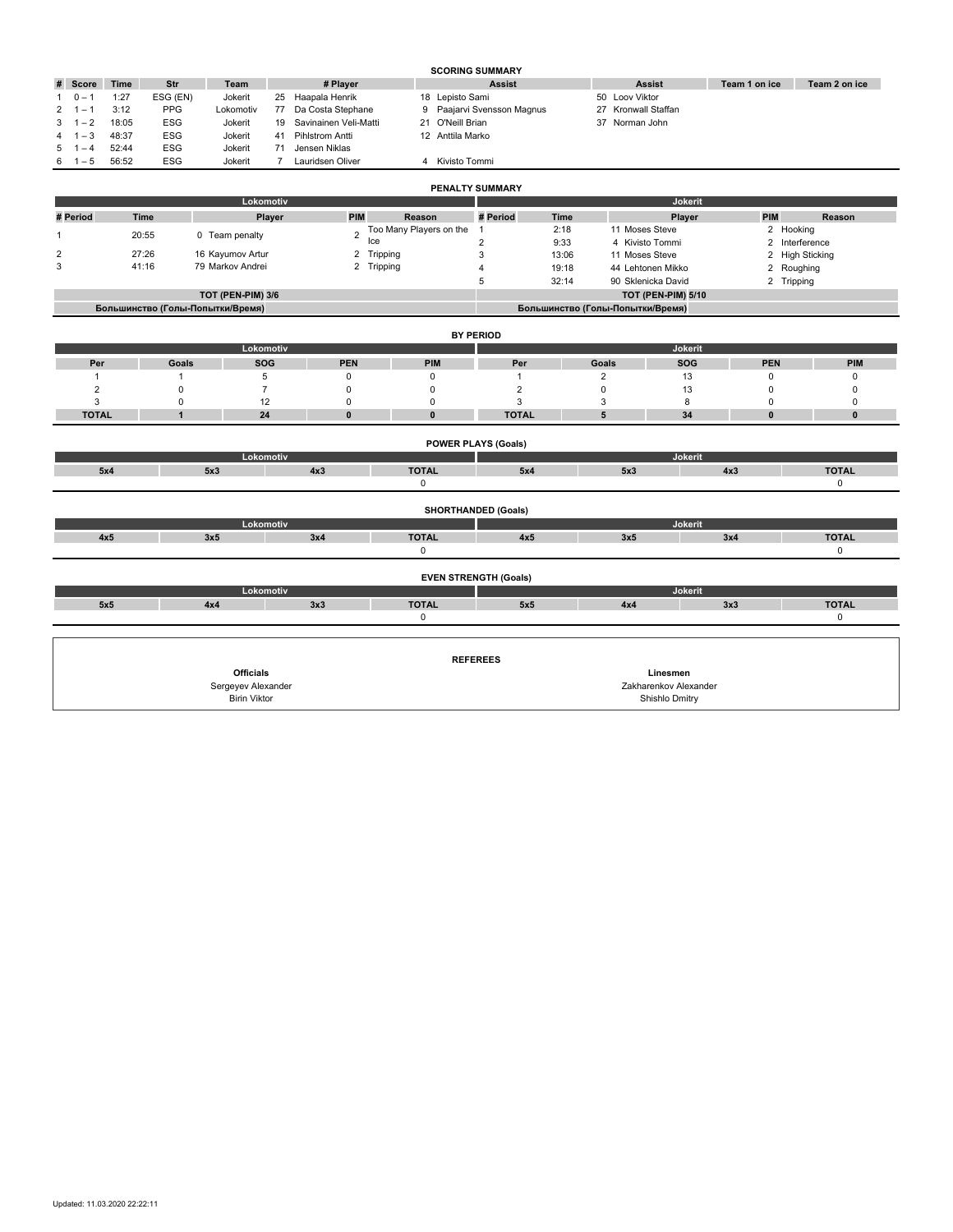## SCORING SUMMARY

| # | Score | Time | Str | Team | # Player | Assist | Assist | Team 1 on ice | Team 2 on ice |
|---|---|---|---|---|---|---|---|---|---|
| 1 | 0 – 1 | 1:27 | ESG (EN) | Jokerit | 25 Haapala Henrik | 18 Lepisto Sami | 50 Loov Viktor | | |
| 2 | 1 – 1 | 3:12 | PPG | Lokomotiv | 77 Da Costa Stephane | 9 Paajarvi Svensson Magnus | 27 Kronwall Staffan | | |
| 3 | 1 – 2 | 18:05 | ESG | Jokerit | 19 Savinainen Veli-Matti | 21 O'Neill Brian | 37 Norman John | | |
| 4 | 1 – 3 | 48:37 | ESG | Jokerit | 41 Pihlstrom Antti | 12 Anttila Marko | | | |
| 5 | 1 – 4 | 52:44 | ESG | Jokerit | 71 Jensen Niklas | | | | |
| 6 | 1 – 5 | 56:52 | ESG | Jokerit | 7 Lauridsen Oliver | 4 Kivisto Tommi | | | |

## PENALTY SUMMARY

| Lokomotiv | | | | | Jokerit | | | | |
|---|---|---|---|---|---|---|---|---|---|
| # Period | Time | Player | PIM | Reason | # Period | Time | Player | PIM | Reason |
| 1 | 20:55 | 0 Team penalty | 2 | Too Many Players on the Ice | 1 | 2:18 | 11 Moses Steve | 2 | Hooking |
| 2 | 27:26 | 16 Kayumov Artur | 2 | Tripping | 2 | 9:33 | 4 Kivisto Tommi | 2 | Interference |
| 3 | 41:16 | 79 Markov Andrei | 2 | Tripping | 3 | 13:06 | 11 Moses Steve | 2 | High Sticking |
| | | | | | 4 | 19:18 | 44 Lehtonen Mikko | 2 | Roughing |
| | | | | | 5 | 32:14 | 90 Sklenicka David | 2 | Tripping |
| TOT (PEN-PIM) 3/6 | | | | | TOT (PEN-PIM) 5/10 | | | | |
| Большинство (Голы-Попытки/Время) | | | | | Большинство (Голы-Попытки/Время) | | | | |

## BY PERIOD

| Lokomotiv | | | | | Jokerit | | | | |
|---|---|---|---|---|---|---|---|---|---|
| Per | Goals | SOG | PEN | PIM | Per | Goals | SOG | PEN | PIM |
| 1 | 1 | 5 | 0 | 0 | 1 | 2 | 13 | 0 | 0 |
| 2 | 0 | 7 | 0 | 0 | 2 | 0 | 13 | 0 | 0 |
| 3 | 0 | 12 | 0 | 0 | 3 | 3 | 8 | 0 | 0 |
| **TOTAL** | **1** | **24** | **0** | **0** | **TOTAL** | **5** | **34** | **0** | **0** |

## POWER PLAYS (Goals)

| Lokomotiv | | | | Jokerit | | | |
|---|---|---|---|---|---|---|---|
| 5x4 | 5x3 | 4x3 | TOTAL | 5x4 | 5x3 | 4x3 | TOTAL |
| | | | 0 | | | | 0 |

## SHORTHANDED (Goals)

| Lokomotiv | | | | Jokerit | | | |
|---|---|---|---|---|---|---|---|
| 4x5 | 3x5 | 3x4 | TOTAL | 4x5 | 3x5 | 3x4 | TOTAL |
| | | | 0 | | | | 0 |

## EVEN STRENGTH (Goals)

| Lokomotiv | | | | Jokerit | | | |
|---|---|---|---|---|---|---|---|
| 5x5 | 4x4 | 3x3 | TOTAL | 5x5 | 4x4 | 3x3 | TOTAL |
| | | | 0 | | | | 0 |

## REFEREES

| Officials | Linesmen |
|---|---|
| Sergeyev Alexander | Zakharenkov Alexander |
| Birin Viktor | Shishlo Dmitry |

Updated: 11.03.2020 22:22:11